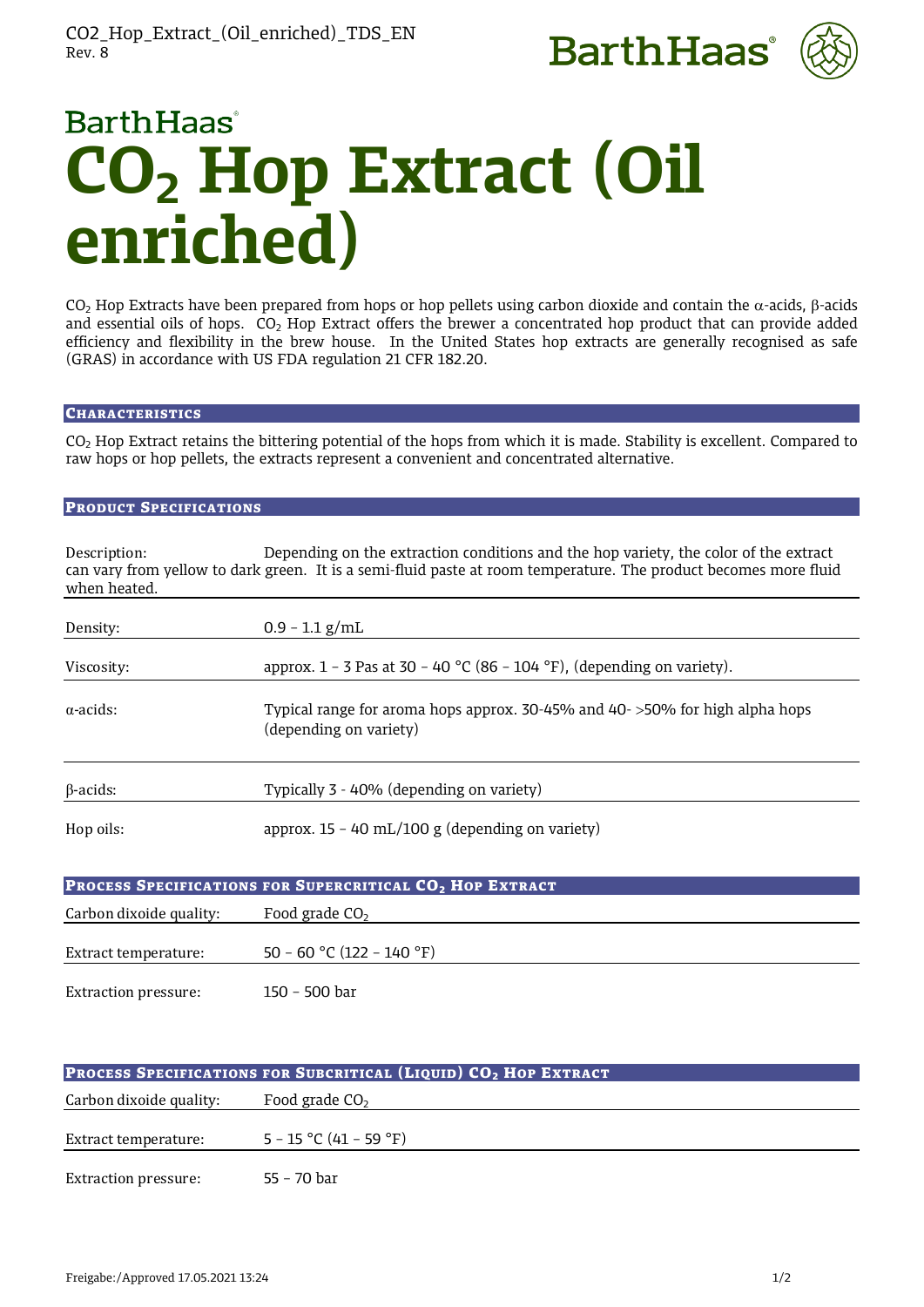BarthHaas

# $CO_2$ Hop Extract (Oil enriched)

$CO_2$ Hop Extracts have been prepared from hops or hop pellets using carbon dioxide and contain the $\alpha$-acids, $\beta$-acids and essential oils of hops. $CO_2$ Hop Extract offers the brewer a concentrated hop product that can provide added efficiency and flexibility in the brew house. In the United States hop extracts are generally recognised as safe (GRAS) in accordance with US FDA regulation 21 CFR 182.20.

## Characteristics

$CO_2$ Hop Extract retains the bittering potential of the hops from which it is made. Stability is excellent. Compared to raw hops or hop pellets, the extracts represent a convenient and concentrated alternative.

## Product Specifications

Description: Depending on the extraction conditions and the hop variety, the color of the extract can vary from yellow to dark green. It is a semi-fluid paste at room temperature. The product becomes more fluid when heated.

| | |
|---|---|
| Density: | 0.9 – 1.1 g/mL |
| Viscosity: | approx. 1 – 3 Pas at 30 – 40 °C (86 – 104 °F), (depending on variety). |
| $\alpha$-acids: | Typical range for aroma hops approx. 30-45% and 40- >50% for high alpha hops (depending on variety) |
| $\beta$-acids: | Typically 3 - 40% (depending on variety) |
| Hop oils: | approx. 15 – 40 mL/100 g (depending on variety) |

## Process Specifications for Supercritical $CO_2$ Hop Extract

| | |
|---|---|
| Carbon dixoide quality: | Food grade $CO_2$ |
| Extract temperature: | 50 – 60 °C (122 – 140 °F) |
| Extraction pressure: | 150 – 500 bar |

## Process Specifications for Subcritical (Liquid) $CO_2$ Hop Extract

| | |
|---|---|
| Carbon dixoide quality: | Food grade $CO_2$ |
| Extract temperature: | 5 – 15 °C (41 – 59 °F) |
| Extraction pressure: | 55 – 70 bar |

Freigabe:/Approved 17.05.2021 13:24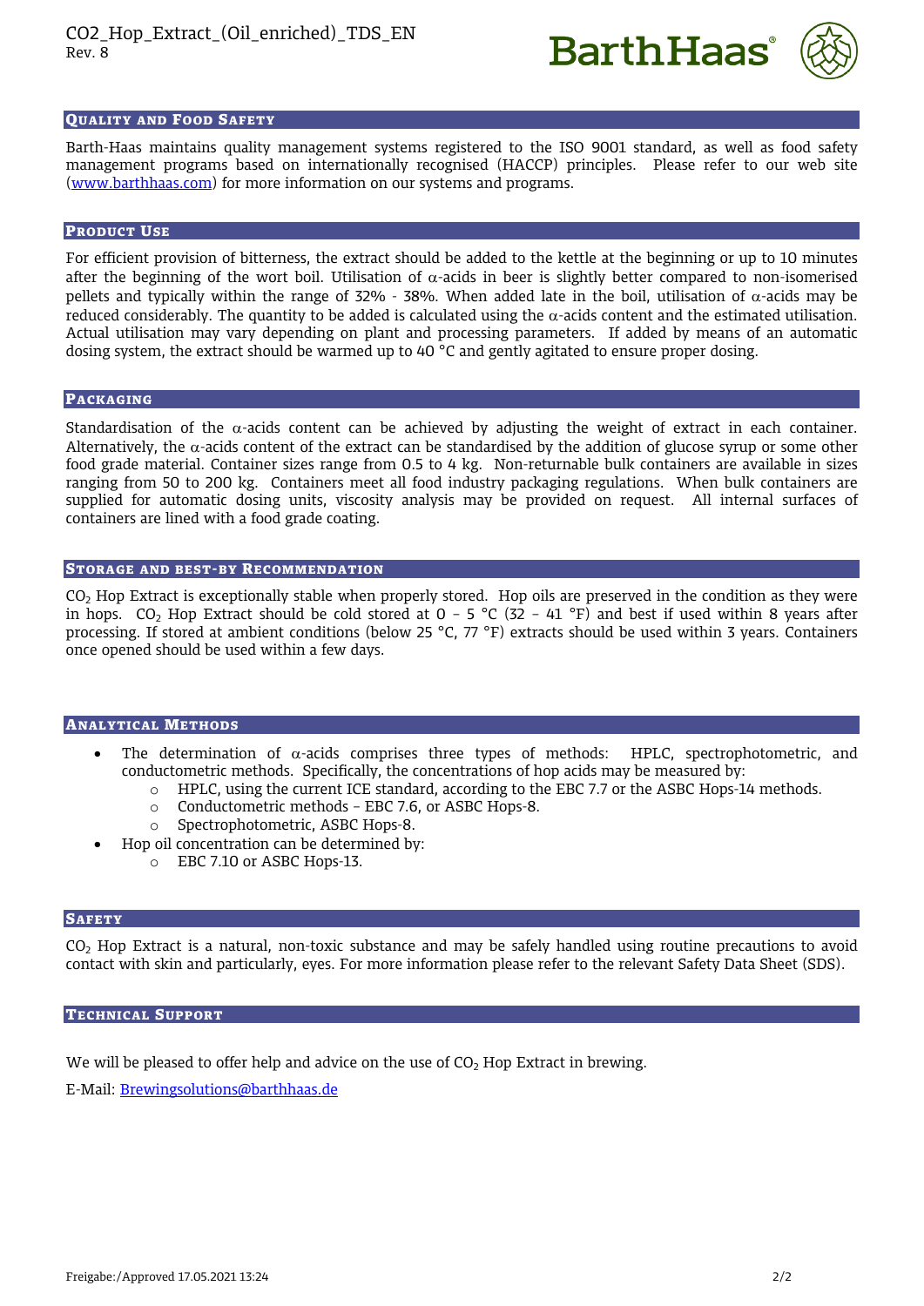## Quality and Food Safety

Barth-Haas maintains quality management systems registered to the ISO 9001 standard, as well as food safety management programs based on internationally recognised (HACCP) principles. Please refer to our web site (www.barthhaas.com) for more information on our systems and programs.

## Product Use

For efficient provision of bitterness, the extract should be added to the kettle at the beginning or up to 10 minutes after the beginning of the wort boil. Utilisation of $\alpha$-acids in beer is slightly better compared to non-isomerised pellets and typically within the range of 32% - 38%. When added late in the boil, utilisation of $\alpha$-acids may be reduced considerably. The quantity to be added is calculated using the $\alpha$-acids content and the estimated utilisation. Actual utilisation may vary depending on plant and processing parameters. If added by means of an automatic dosing system, the extract should be warmed up to 40 °C and gently agitated to ensure proper dosing.

## Packaging

Standardisation of the $\alpha$-acids content can be achieved by adjusting the weight of extract in each container. Alternatively, the $\alpha$-acids content of the extract can be standardised by the addition of glucose syrup or some other food grade material. Container sizes range from 0.5 to 4 kg. Non-returnable bulk containers are available in sizes ranging from 50 to 200 kg. Containers meet all food industry packaging regulations. When bulk containers are supplied for automatic dosing units, viscosity analysis may be provided on request. All internal surfaces of containers are lined with a food grade coating.

## Storage and best-by Recommendation

$CO_2$ Hop Extract is exceptionally stable when properly stored. Hop oils are preserved in the condition as they were in hops. $CO_2$ Hop Extract should be cold stored at 0 – 5 °C (32 – 41 °F) and best if used within 8 years after processing. If stored at ambient conditions (below 25 °C, 77 °F) extracts should be used within 3 years. Containers once opened should be used within a few days.

## Analytical Methods

- The determination of $\alpha$-acids comprises three types of methods: HPLC, spectrophotometric, and conductometric methods. Specifically, the concentrations of hop acids may be measured by:
  - HPLC, using the current ICE standard, according to the EBC 7.7 or the ASBC Hops-14 methods.
  - Conductometric methods – EBC 7.6, or ASBC Hops-8.
  - Spectrophotometric, ASBC Hops-8.
- Hop oil concentration can be determined by:
  - EBC 7.10 or ASBC Hops-13.

## Safety

$CO_2$ Hop Extract is a natural, non-toxic substance and may be safely handled using routine precautions to avoid contact with skin and particularly, eyes. For more information please refer to the relevant Safety Data Sheet (SDS).

## Technical Support

We will be pleased to offer help and advice on the use of $CO_2$ Hop Extract in brewing.

E-Mail: Brewingsolutions@barthhaas.de

Freigabe:/Approved 17.05.2021 13:24